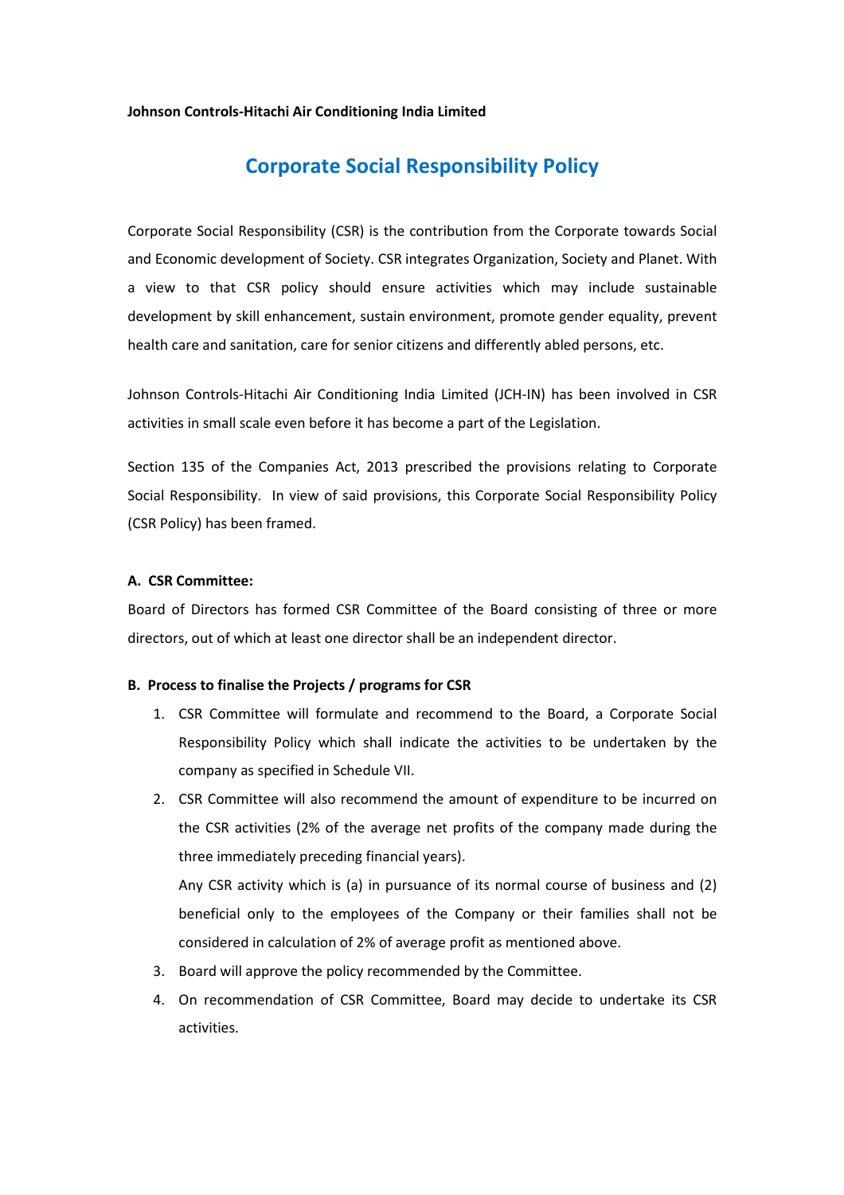**Johnson Controls-Hitachi Air Conditioning India Limited**

# Corporate Social Responsibility Policy

Corporate Social Responsibility (CSR) is the contribution from the Corporate towards Social and Economic development of Society. CSR integrates Organization, Society and Planet. With a view to that CSR policy should ensure activities which may include sustainable development by skill enhancement, sustain environment, promote gender equality, prevent health care and sanitation, care for senior citizens and differently abled persons, etc.

Johnson Controls-Hitachi Air Conditioning India Limited (JCH-IN) has been involved in CSR activities in small scale even before it has become a part of the Legislation.

Section 135 of the Companies Act, 2013 prescribed the provisions relating to Corporate Social Responsibility. In view of said provisions, this Corporate Social Responsibility Policy (CSR Policy) has been framed.

**A. CSR Committee:**

Board of Directors has formed CSR Committee of the Board consisting of three or more directors, out of which at least one director shall be an independent director.

**B. Process to finalise the Projects / programs for CSR**

1. CSR Committee will formulate and recommend to the Board, a Corporate Social Responsibility Policy which shall indicate the activities to be undertaken by the company as specified in Schedule VII.
2. CSR Committee will also recommend the amount of expenditure to be incurred on the CSR activities (2% of the average net profits of the company made during the three immediately preceding financial years).

   Any CSR activity which is (a) in pursuance of its normal course of business and (2) beneficial only to the employees of the Company or their families shall not be considered in calculation of 2% of average profit as mentioned above.
3. Board will approve the policy recommended by the Committee.
4. On recommendation of CSR Committee, Board may decide to undertake its CSR activities.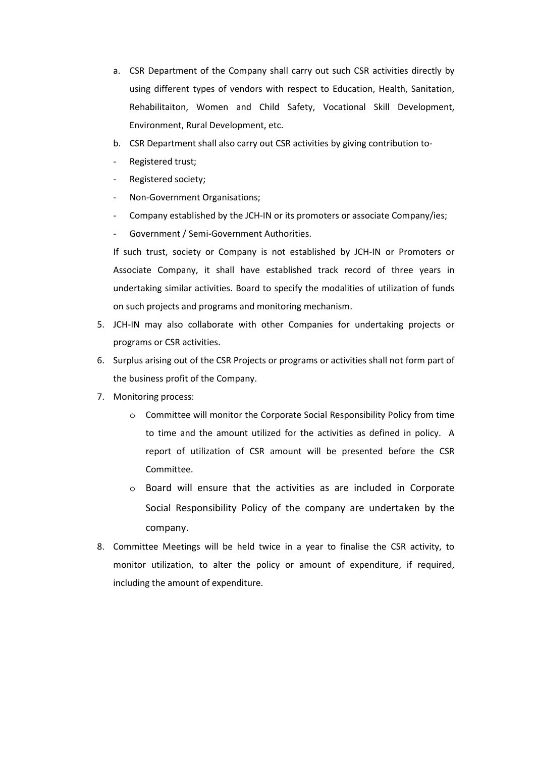a. CSR Department of the Company shall carry out such CSR activities directly by using different types of vendors with respect to Education, Health, Sanitation, Rehabilitaiton, Women and Child Safety, Vocational Skill Development, Environment, Rural Development, etc.

b. CSR Department shall also carry out CSR activities by giving contribution to-

- Registered trust;
- Registered society;
- Non-Government Organisations;
- Company established by the JCH-IN or its promoters or associate Company/ies;
- Government / Semi-Government Authorities.

If such trust, society or Company is not established by JCH-IN or Promoters or Associate Company, it shall have established track record of three years in undertaking similar activities. Board to specify the modalities of utilization of funds on such projects and programs and monitoring mechanism.

5. JCH-IN may also collaborate with other Companies for undertaking projects or programs or CSR activities.
6. Surplus arising out of the CSR Projects or programs or activities shall not form part of the business profit of the Company.
7. Monitoring process:
   - Committee will monitor the Corporate Social Responsibility Policy from time to time and the amount utilized for the activities as defined in policy. A report of utilization of CSR amount will be presented before the CSR Committee.
   - Board will ensure that the activities as are included in Corporate Social Responsibility Policy of the company are undertaken by the company.
8. Committee Meetings will be held twice in a year to finalise the CSR activity, to monitor utilization, to alter the policy or amount of expenditure, if required, including the amount of expenditure.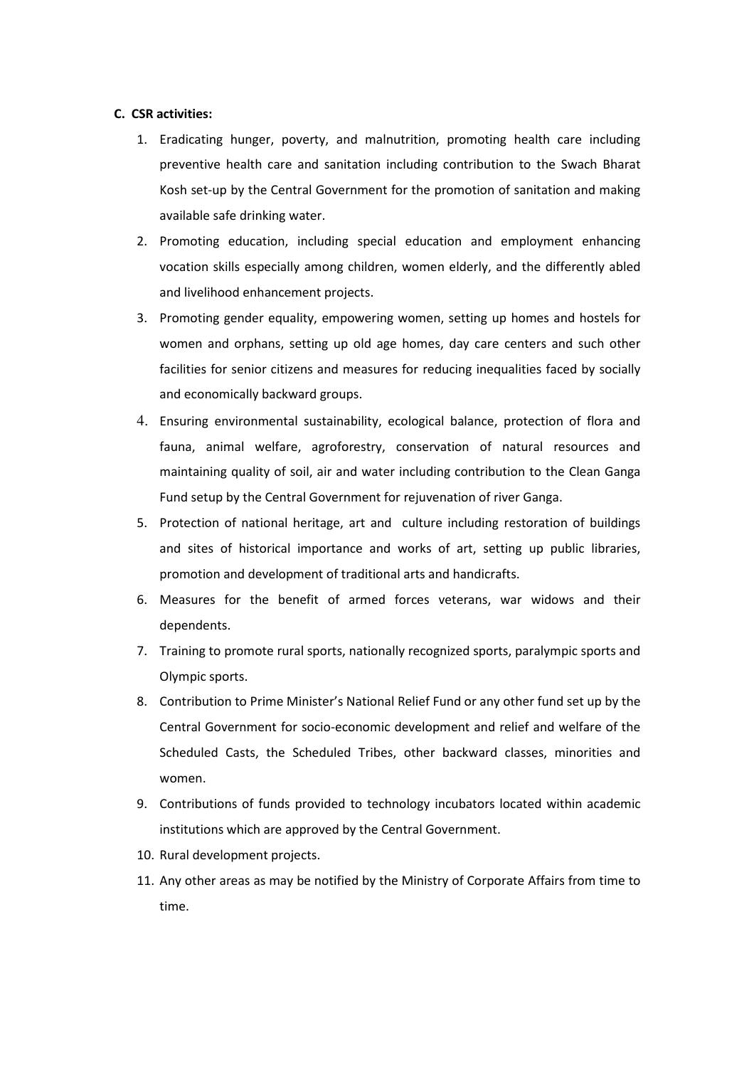**C. CSR activities:**

1. Eradicating hunger, poverty, and malnutrition, promoting health care including preventive health care and sanitation including contribution to the Swach Bharat Kosh set-up by the Central Government for the promotion of sanitation and making available safe drinking water.
2. Promoting education, including special education and employment enhancing vocation skills especially among children, women elderly, and the differently abled and livelihood enhancement projects.
3. Promoting gender equality, empowering women, setting up homes and hostels for women and orphans, setting up old age homes, day care centers and such other facilities for senior citizens and measures for reducing inequalities faced by socially and economically backward groups.
4. Ensuring environmental sustainability, ecological balance, protection of flora and fauna, animal welfare, agroforestry, conservation of natural resources and maintaining quality of soil, air and water including contribution to the Clean Ganga Fund setup by the Central Government for rejuvenation of river Ganga.
5. Protection of national heritage, art and culture including restoration of buildings and sites of historical importance and works of art, setting up public libraries, promotion and development of traditional arts and handicrafts.
6. Measures for the benefit of armed forces veterans, war widows and their dependents.
7. Training to promote rural sports, nationally recognized sports, paralympic sports and Olympic sports.
8. Contribution to Prime Minister's National Relief Fund or any other fund set up by the Central Government for socio-economic development and relief and welfare of the Scheduled Casts, the Scheduled Tribes, other backward classes, minorities and women.
9. Contributions of funds provided to technology incubators located within academic institutions which are approved by the Central Government.
10. Rural development projects.
11. Any other areas as may be notified by the Ministry of Corporate Affairs from time to time.